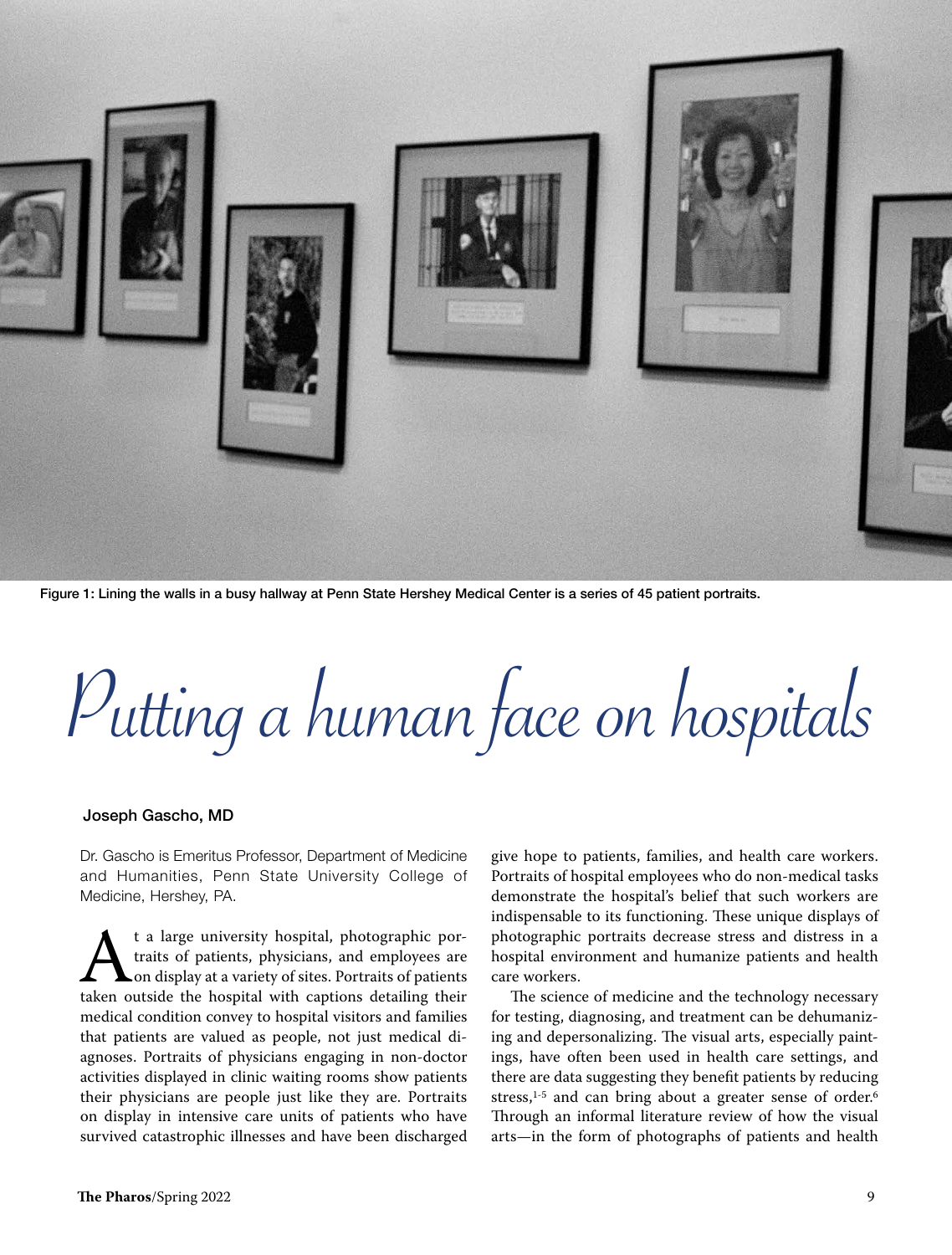Figure 1: Lining the walls in a busy hallway at Penn State Hershey Medical Center is a series of 45 patient portraits.

# Putting a human face on hospitals

**Joseph Gascho, MD**

Dr. Gascho is Emeritus Professor, Department of Medicine and Humanities, Penn State University College of Medicine, Hershey, PA.

At a large university hospital, photographic portraits of patients, physicians, and employees are on display at a variety of sites. Portraits of patients taken outside the hospital with captions detailing their medical condition convey to hospital visitors and families that patients are valued as people, not just medical diagnoses. Portraits of physicians engaging in non-doctor activities displayed in clinic waiting rooms show patients their physicians are people just like they are. Portraits on display in intensive care units of patients who have survived catastrophic illnesses and have been discharged give hope to patients, families, and health care workers. Portraits of hospital employees who do non-medical tasks demonstrate the hospital's belief that such workers are indispensable to its functioning. These unique displays of photographic portraits decrease stress and distress in a hospital environment and humanize patients and health care workers.

The science of medicine and the technology necessary for testing, diagnosing, and treatment can be dehumanizing and depersonalizing. The visual arts, especially paintings, have often been used in health care settings, and there are data suggesting they benefit patients by reducing stress,[1-5] and can bring about a greater sense of order.[6] Through an informal literature review of how the visual arts—in the form of photographs of patients and health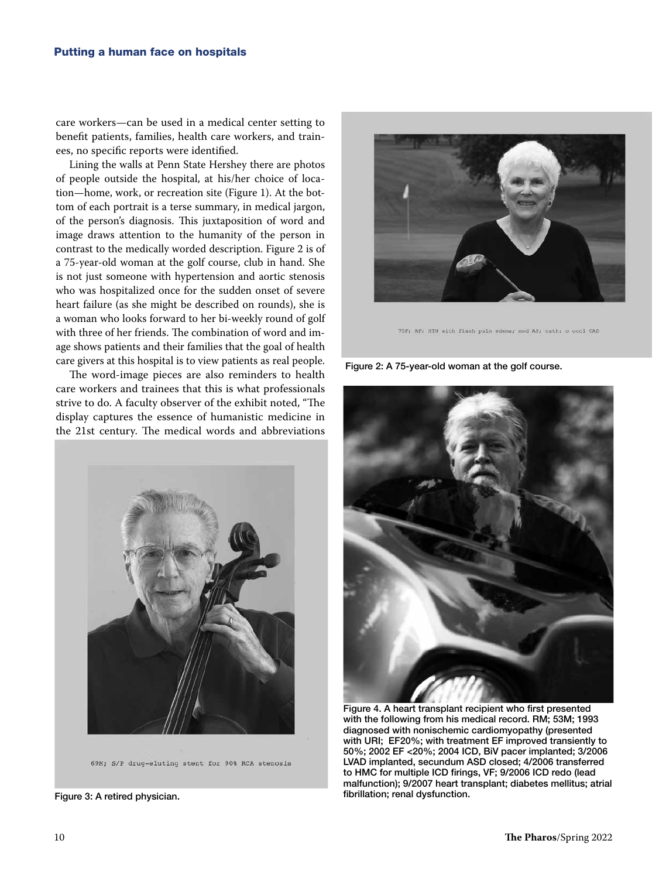care workers—can be used in a medical center setting to benefit patients, families, health care workers, and trainees, no specific reports were identified.

Lining the walls at Penn State Hershey there are photos of people outside the hospital, at his/her choice of location—home, work, or recreation site (Figure 1). At the bottom of each portrait is a terse summary, in medical jargon, of the person's diagnosis. This juxtaposition of word and image draws attention to the humanity of the person in contrast to the medically worded description. Figure 2 is of a 75-year-old woman at the golf course, club in hand. She is not just someone with hypertension and aortic stenosis who was hospitalized once for the sudden onset of severe heart failure (as she might be described on rounds), she is a woman who looks forward to her bi-weekly round of golf with three of her friends. The combination of word and image shows patients and their families that the goal of health care givers at this hospital is to view patients as real people.

The word-image pieces are also reminders to health care workers and trainees that this is what professionals strive to do. A faculty observer of the exhibit noted, "The display captures the essence of humanistic medicine in the 21st century. The medical words and abbreviations

75F; AF; HTN with flash pulm edema; mod AS; cath: o occl CAD

Figure 2: A 75-year-old woman at the golf course.

69M; S/P drug-eluting stent for 90% RCA stenosis

Figure 3: A retired physician.

Figure 4. A heart transplant recipient who first presented with the following from his medical record. RM; 53M; 1993 diagnosed with nonischemic cardiomyopathy (presented with URI; EF20%; with treatment EF improved transiently to 50%; 2002 EF <20%; 2004 ICD, BiV pacer implanted; 3/2006 LVAD implanted, secundum ASD closed; 4/2006 transferred to HMC for multiple ICD firings, VF; 9/2006 ICD redo (lead malfunction); 9/2007 heart transplant; diabetes mellitus; atrial fibrillation; renal dysfunction.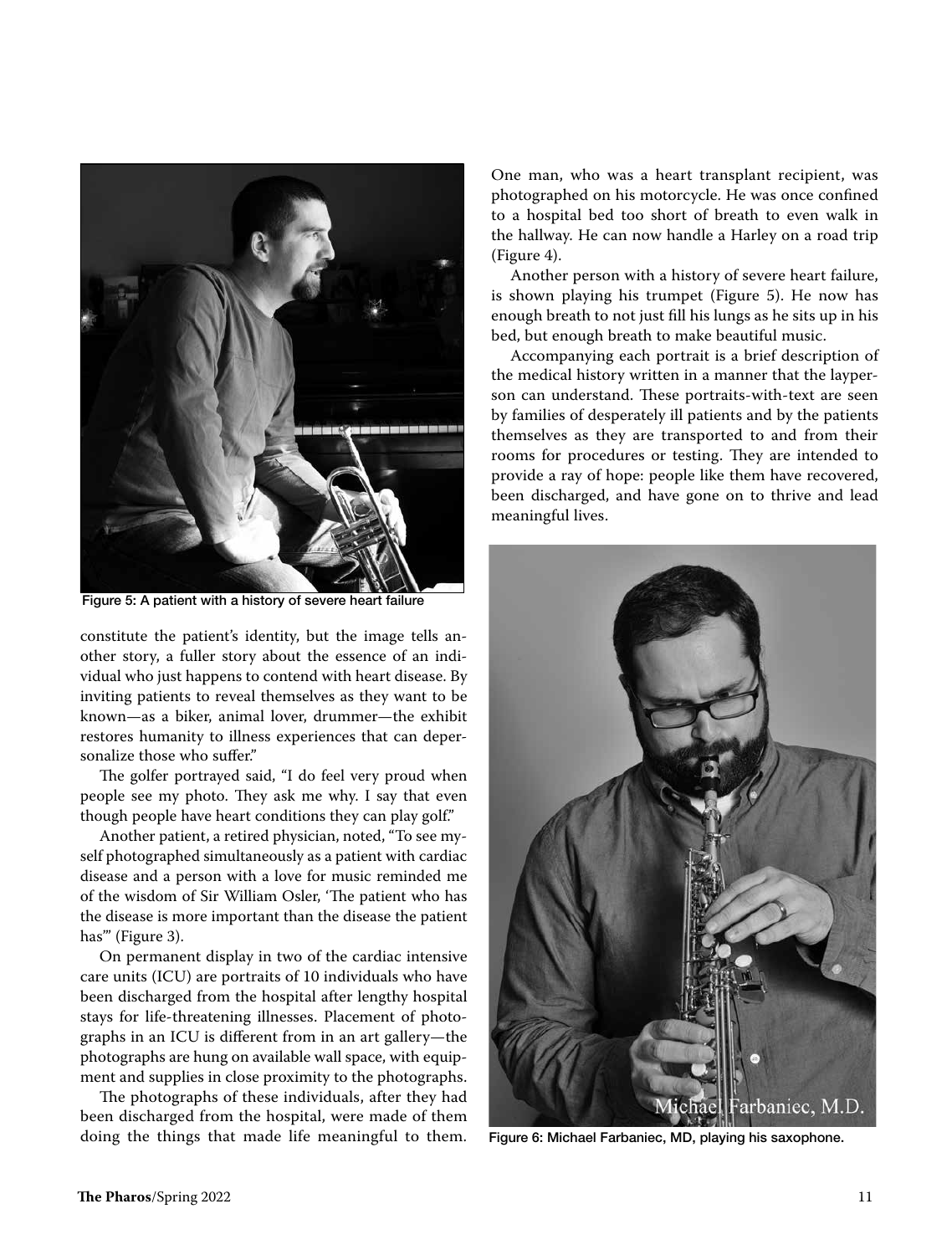Figure 5: A patient with a history of severe heart failure

constitute the patient's identity, but the image tells another story, a fuller story about the essence of an individual who just happens to contend with heart disease. By inviting patients to reveal themselves as they want to be known—as a biker, animal lover, drummer—the exhibit restores humanity to illness experiences that can depersonalize those who suffer."

The golfer portrayed said, "I do feel very proud when people see my photo. They ask me why. I say that even though people have heart conditions they can play golf."

Another patient, a retired physician, noted, "To see myself photographed simultaneously as a patient with cardiac disease and a person with a love for music reminded me of the wisdom of Sir William Osler, 'The patient who has the disease is more important than the disease the patient has'" (Figure 3).

On permanent display in two of the cardiac intensive care units (ICU) are portraits of 10 individuals who have been discharged from the hospital after lengthy hospital stays for life-threatening illnesses. Placement of photographs in an ICU is different from in an art gallery—the photographs are hung on available wall space, with equipment and supplies in close proximity to the photographs.

The photographs of these individuals, after they had been discharged from the hospital, were made of them doing the things that made life meaningful to them. One man, who was a heart transplant recipient, was photographed on his motorcycle. He was once confined to a hospital bed too short of breath to even walk in the hallway. He can now handle a Harley on a road trip (Figure 4).

Another person with a history of severe heart failure, is shown playing his trumpet (Figure 5). He now has enough breath to not just fill his lungs as he sits up in his bed, but enough breath to make beautiful music.

Accompanying each portrait is a brief description of the medical history written in a manner that the layperson can understand. These portraits-with-text are seen by families of desperately ill patients and by the patients themselves as they are transported to and from their rooms for procedures or testing. They are intended to provide a ray of hope: people like them have recovered, been discharged, and have gone on to thrive and lead meaningful lives.

Figure 6: Michael Farbaniec, MD, playing his saxophone.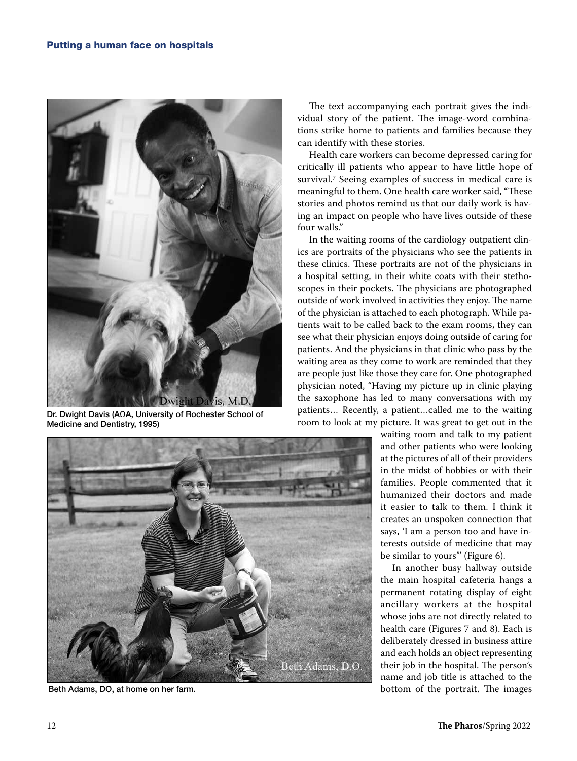Dr. Dwight Davis (AΩA, University of Rochester School of Medicine and Dentistry, 1995)

Beth Adams, DO, at home on her farm.

The text accompanying each portrait gives the individual story of the patient. The image-word combinations strike home to patients and families because they can identify with these stories.

Health care workers can become depressed caring for critically ill patients who appear to have little hope of survival.[7] Seeing examples of success in medical care is meaningful to them. One health care worker said, "These stories and photos remind us that our daily work is having an impact on people who have lives outside of these four walls."

In the waiting rooms of the cardiology outpatient clinics are portraits of the physicians who see the patients in these clinics. These portraits are not of the physicians in a hospital setting, in their white coats with their stethoscopes in their pockets. The physicians are photographed outside of work involved in activities they enjoy. The name of the physician is attached to each photograph. While patients wait to be called back to the exam rooms, they can see what their physician enjoys doing outside of caring for patients. And the physicians in that clinic who pass by the waiting area as they come to work are reminded that they are people just like those they care for. One photographed physician noted, "Having my picture up in clinic playing the saxophone has led to many conversations with my patients… Recently, a patient…called me to the waiting room to look at my picture. It was great to get out in the waiting room and talk to my patient and other patients who were looking at the pictures of all of their providers in the midst of hobbies or with their families. People commented that it humanized their doctors and made it easier to talk to them. I think it creates an unspoken connection that says, 'I am a person too and have interests outside of medicine that may be similar to yours'" (Figure 6).

In another busy hallway outside the main hospital cafeteria hangs a permanent rotating display of eight ancillary workers at the hospital whose jobs are not directly related to health care (Figures 7 and 8). Each is deliberately dressed in business attire and each holds an object representing their job in the hospital. The person's name and job title is attached to the bottom of the portrait. The images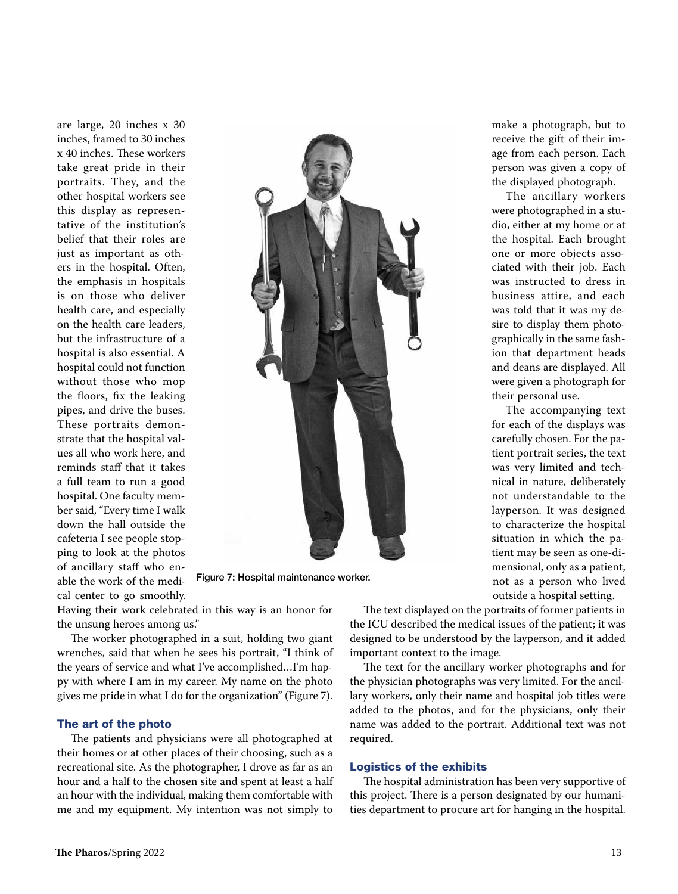are large, 20 inches x 30 inches, framed to 30 inches x 40 inches. These workers take great pride in their portraits. They, and the other hospital workers see this display as representative of the institution's belief that their roles are just as important as others in the hospital. Often, the emphasis in hospitals is on those who deliver health care, and especially on the health care leaders, but the infrastructure of a hospital is also essential. A hospital could not function without those who mop the floors, fix the leaking pipes, and drive the buses. These portraits demonstrate that the hospital values all who work here, and reminds staff that it takes a full team to run a good hospital. One faculty member said, "Every time I walk down the hall outside the cafeteria I see people stopping to look at the photos of ancillary staff who enable the work of the medical center to go smoothly. Having their work celebrated in this way is an honor for the unsung heroes among us."

Figure 7: Hospital maintenance worker.

The worker photographed in a suit, holding two giant wrenches, said that when he sees his portrait, "I think of the years of service and what I've accomplished…I'm happy with where I am in my career. My name on the photo gives me pride in what I do for the organization" (Figure 7).

## The art of the photo

The patients and physicians were all photographed at their homes or at other places of their choosing, such as a recreational site. As the photographer, I drove as far as an hour and a half to the chosen site and spent at least a half an hour with the individual, making them comfortable with me and my equipment. My intention was not simply to make a photograph, but to receive the gift of their image from each person. Each person was given a copy of the displayed photograph.

The ancillary workers were photographed in a studio, either at my home or at the hospital. Each brought one or more objects associated with their job. Each was instructed to dress in business attire, and each was told that it was my desire to display them photographically in the same fashion that department heads and deans are displayed. All were given a photograph for their personal use.

The accompanying text for each of the displays was carefully chosen. For the patient portrait series, the text was very limited and technical in nature, deliberately not understandable to the layperson. It was designed to characterize the hospital situation in which the patient may be seen as one-dimensional, only as a patient, not as a person who lived outside a hospital setting.

The text displayed on the portraits of former patients in the ICU described the medical issues of the patient; it was designed to be understood by the layperson, and it added important context to the image.

The text for the ancillary worker photographs and for the physician photographs was very limited. For the ancillary workers, only their name and hospital job titles were added to the photos, and for the physicians, only their name was added to the portrait. Additional text was not required.

## Logistics of the exhibits

The hospital administration has been very supportive of this project. There is a person designated by our humanities department to procure art for hanging in the hospital.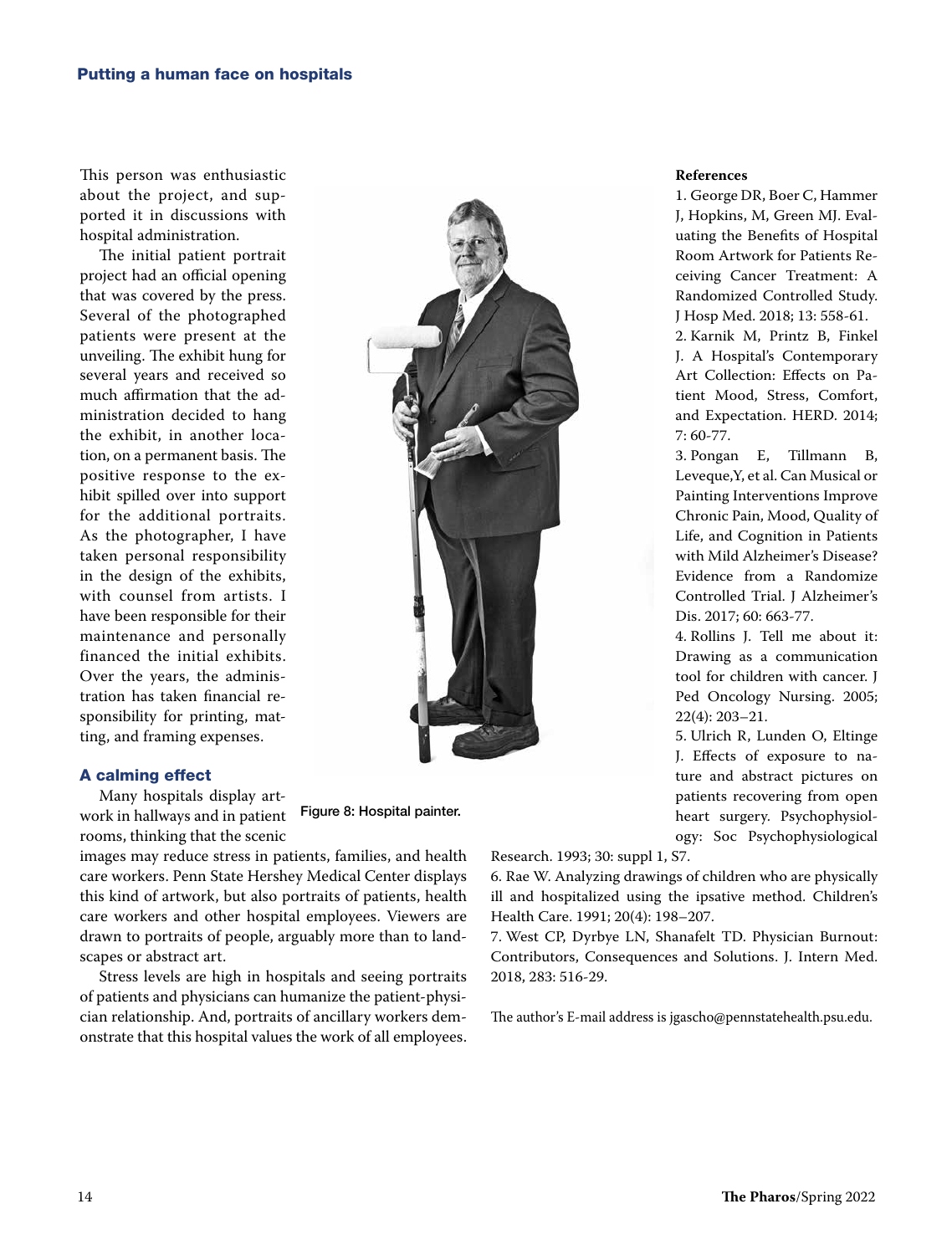This person was enthusiastic about the project, and supported it in discussions with hospital administration.

The initial patient portrait project had an official opening that was covered by the press. Several of the photographed patients were present at the unveiling. The exhibit hung for several years and received so much affirmation that the administration decided to hang the exhibit, in another location, on a permanent basis. The positive response to the exhibit spilled over into support for the additional portraits. As the photographer, I have taken personal responsibility in the design of the exhibits, with counsel from artists. I have been responsible for their maintenance and personally financed the initial exhibits. Over the years, the administration has taken financial responsibility for printing, matting, and framing expenses.

Figure 8: Hospital painter.

## A calming effect

Many hospitals display artwork in hallways and in patient rooms, thinking that the scenic images may reduce stress in patients, families, and health care workers. Penn State Hershey Medical Center displays this kind of artwork, but also portraits of patients, health care workers and other hospital employees. Viewers are drawn to portraits of people, arguably more than to landscapes or abstract art.

Stress levels are high in hospitals and seeing portraits of patients and physicians can humanize the patient-physician relationship. And, portraits of ancillary workers demonstrate that this hospital values the work of all employees.

**References**

1. George DR, Boer C, Hammer J, Hopkins, M, Green MJ. Evaluating the Benefits of Hospital Room Artwork for Patients Receiving Cancer Treatment: A Randomized Controlled Study. J Hosp Med. 2018; 13: 558-61.
2. Karnik M, Printz B, Finkel J. A Hospital's Contemporary Art Collection: Effects on Patient Mood, Stress, Comfort, and Expectation. HERD. 2014; 7: 60-77.
3. Pongan E, Tillmann B, Leveque,Y, et al. Can Musical or Painting Interventions Improve Chronic Pain, Mood, Quality of Life, and Cognition in Patients with Mild Alzheimer's Disease? Evidence from a Randomize Controlled Trial. J Alzheimer's Dis. 2017; 60: 663-77.
4. Rollins J. Tell me about it: Drawing as a communication tool for children with cancer. J Ped Oncology Nursing. 2005; 22(4): 203–21.
5. Ulrich R, Lunden O, Eltinge J. Effects of exposure to nature and abstract pictures on patients recovering from open heart surgery. Psychophysiology: Soc Psychophysiological Research. 1993; 30: suppl 1, S7.
6. Rae W. Analyzing drawings of children who are physically ill and hospitalized using the ipsative method. Children's Health Care. 1991; 20(4): 198–207.
7. West CP, Dyrbye LN, Shanafelt TD. Physician Burnout: Contributors, Consequences and Solutions. J. Intern Med. 2018, 283: 516-29.

The author's E-mail address is jgascho@pennstatehealth.psu.edu.